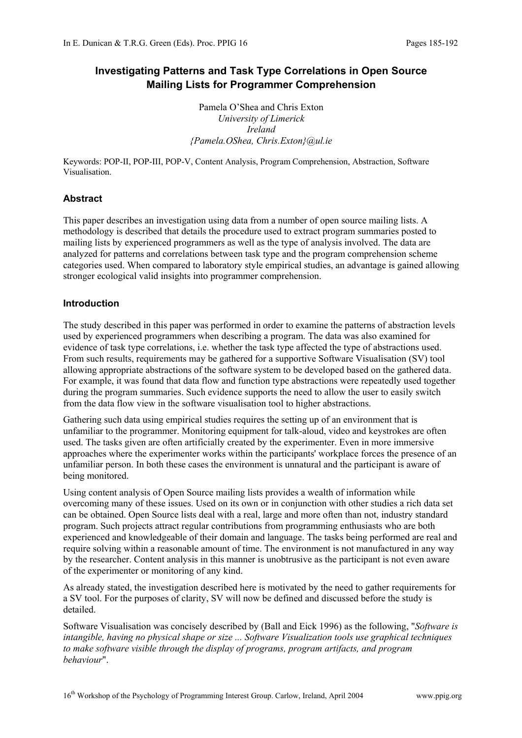# Investigating Patterns and Task Type Correlations in Open Source Mailing Lists for Programmer Comprehension

Pamela O'Shea and Chris Exton
*University of Limerick*
*Ireland*
*{Pamela.OShea, Chris.Exton}@ul.ie*

Keywords: POP-II, POP-III, POP-V, Content Analysis, Program Comprehension, Abstraction, Software Visualisation.

## Abstract

This paper describes an investigation using data from a number of open source mailing lists. A methodology is described that details the procedure used to extract program summaries posted to mailing lists by experienced programmers as well as the type of analysis involved. The data are analyzed for patterns and correlations between task type and the program comprehension scheme categories used. When compared to laboratory style empirical studies, an advantage is gained allowing stronger ecological valid insights into programmer comprehension.

## Introduction

The study described in this paper was performed in order to examine the patterns of abstraction levels used by experienced programmers when describing a program. The data was also examined for evidence of task type correlations, i.e. whether the task type affected the type of abstractions used. From such results, requirements may be gathered for a supportive Software Visualisation (SV) tool allowing appropriate abstractions of the software system to be developed based on the gathered data. For example, it was found that data flow and function type abstractions were repeatedly used together during the program summaries. Such evidence supports the need to allow the user to easily switch from the data flow view in the software visualisation tool to higher abstractions.

Gathering such data using empirical studies requires the setting up of an environment that is unfamiliar to the programmer. Monitoring equipment for talk-aloud, video and keystrokes are often used. The tasks given are often artificially created by the experimenter. Even in more immersive approaches where the experimenter works within the participants' workplace forces the presence of an unfamiliar person. In both these cases the environment is unnatural and the participant is aware of being monitored.

Using content analysis of Open Source mailing lists provides a wealth of information while overcoming many of these issues. Used on its own or in conjunction with other studies a rich data set can be obtained. Open Source lists deal with a real, large and more often than not, industry standard program. Such projects attract regular contributions from programming enthusiasts who are both experienced and knowledgeable of their domain and language. The tasks being performed are real and require solving within a reasonable amount of time. The environment is not manufactured in any way by the researcher. Content analysis in this manner is unobtrusive as the participant is not even aware of the experimenter or monitoring of any kind.

As already stated, the investigation described here is motivated by the need to gather requirements for a SV tool. For the purposes of clarity, SV will now be defined and discussed before the study is detailed.

Software Visualisation was concisely described by (Ball and Eick 1996) as the following, "*Software is intangible, having no physical shape or size ... Software Visualization tools use graphical techniques to make software visible through the display of programs, program artifacts, and program behaviour*".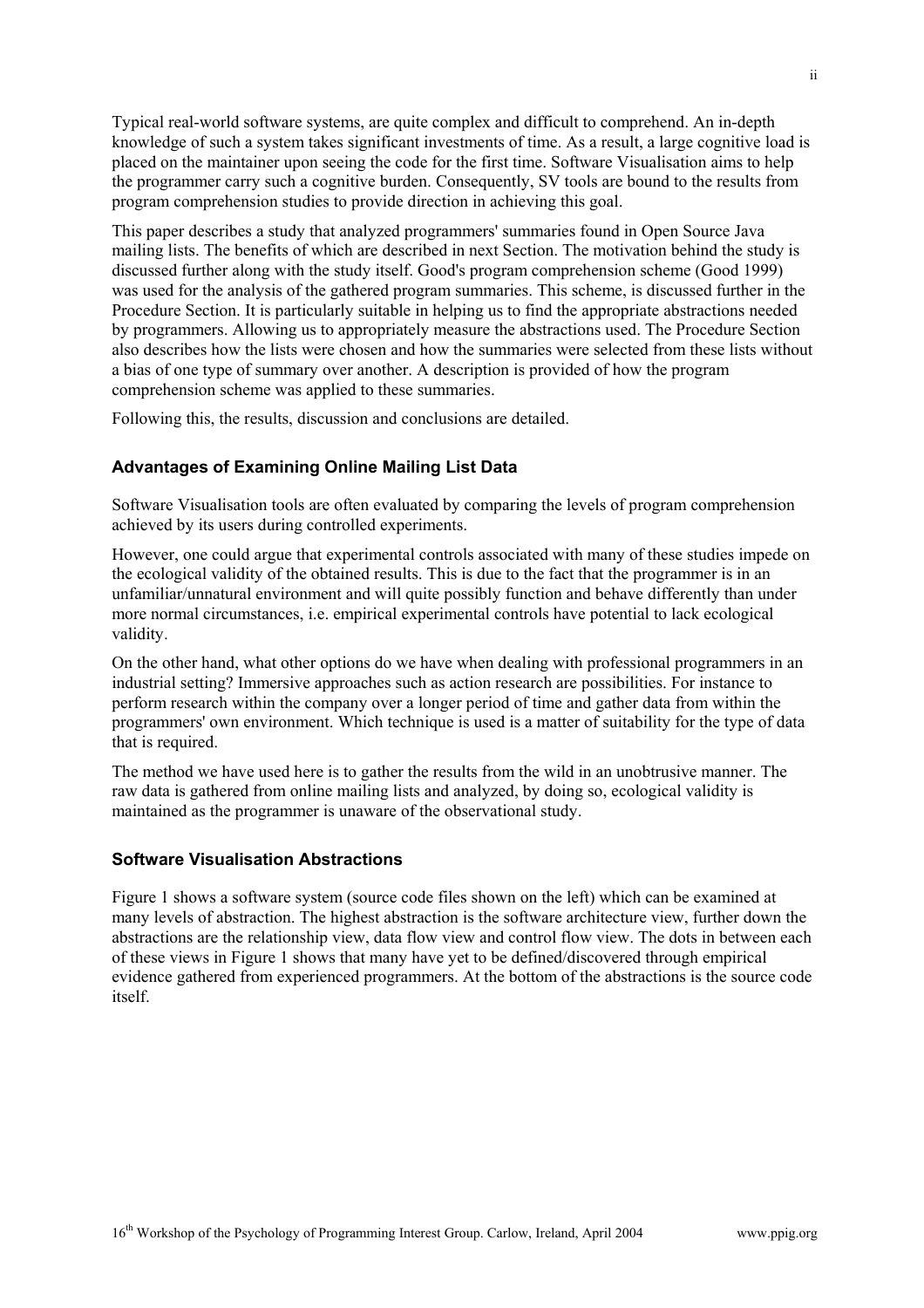Typical real-world software systems, are quite complex and difficult to comprehend. An in-depth knowledge of such a system takes significant investments of time. As a result, a large cognitive load is placed on the maintainer upon seeing the code for the first time. Software Visualisation aims to help the programmer carry such a cognitive burden. Consequently, SV tools are bound to the results from program comprehension studies to provide direction in achieving this goal.

This paper describes a study that analyzed programmers' summaries found in Open Source Java mailing lists. The benefits of which are described in next Section. The motivation behind the study is discussed further along with the study itself. Good's program comprehension scheme (Good 1999) was used for the analysis of the gathered program summaries. This scheme, is discussed further in the Procedure Section. It is particularly suitable in helping us to find the appropriate abstractions needed by programmers. Allowing us to appropriately measure the abstractions used. The Procedure Section also describes how the lists were chosen and how the summaries were selected from these lists without a bias of one type of summary over another. A description is provided of how the program comprehension scheme was applied to these summaries.

Following this, the results, discussion and conclusions are detailed.

### Advantages of Examining Online Mailing List Data

Software Visualisation tools are often evaluated by comparing the levels of program comprehension achieved by its users during controlled experiments.

However, one could argue that experimental controls associated with many of these studies impede on the ecological validity of the obtained results. This is due to the fact that the programmer is in an unfamiliar/unnatural environment and will quite possibly function and behave differently than under more normal circumstances, i.e. empirical experimental controls have potential to lack ecological validity.

On the other hand, what other options do we have when dealing with professional programmers in an industrial setting? Immersive approaches such as action research are possibilities. For instance to perform research within the company over a longer period of time and gather data from within the programmers' own environment. Which technique is used is a matter of suitability for the type of data that is required.

The method we have used here is to gather the results from the wild in an unobtrusive manner. The raw data is gathered from online mailing lists and analyzed, by doing so, ecological validity is maintained as the programmer is unaware of the observational study.

### Software Visualisation Abstractions

Figure 1 shows a software system (source code files shown on the left) which can be examined at many levels of abstraction. The highest abstraction is the software architecture view, further down the abstractions are the relationship view, data flow view and control flow view. The dots in between each of these views in Figure 1 shows that many have yet to be defined/discovered through empirical evidence gathered from experienced programmers. At the bottom of the abstractions is the source code itself.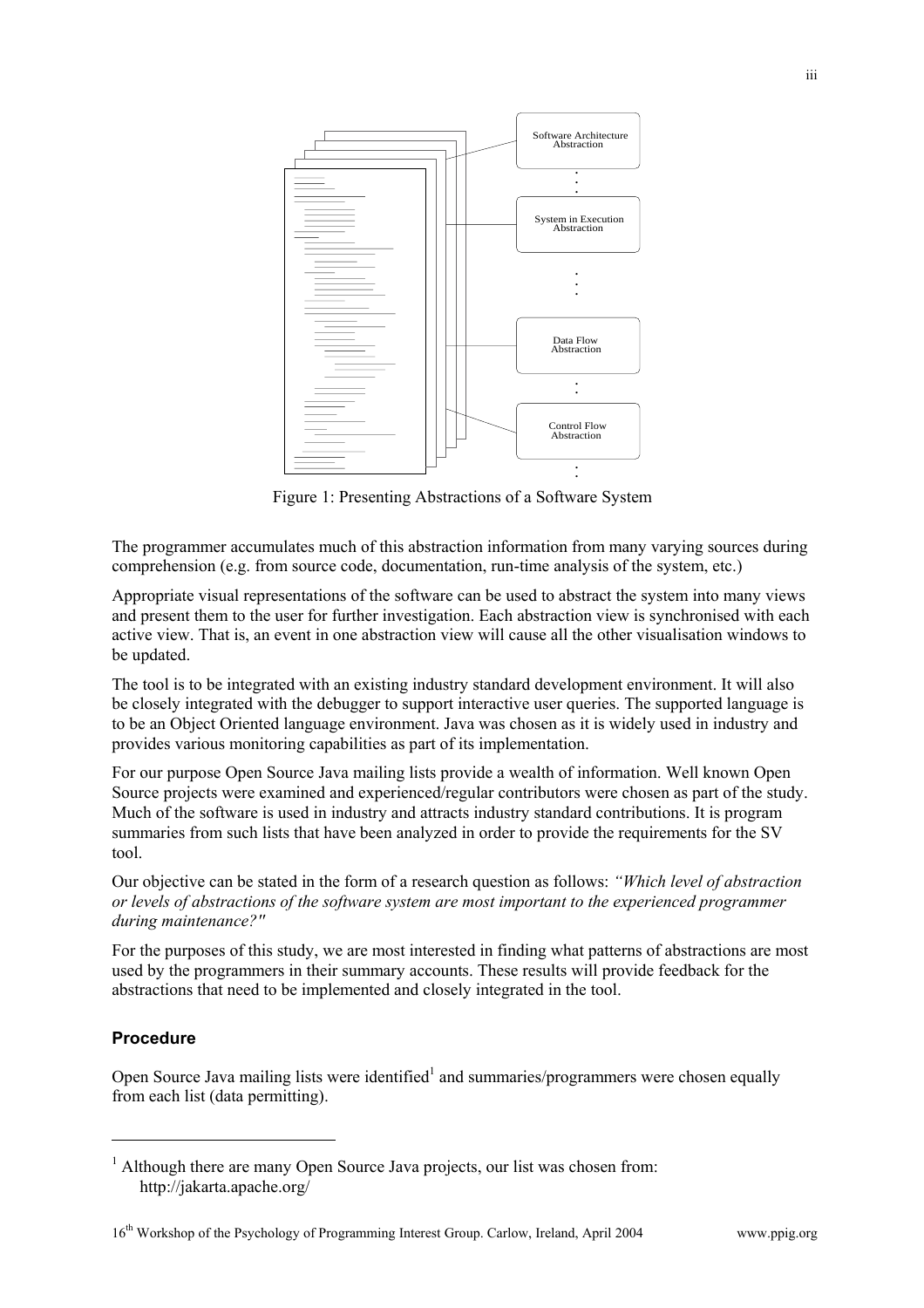Figure 1: Presenting Abstractions of a Software System

The programmer accumulates much of this abstraction information from many varying sources during comprehension (e.g. from source code, documentation, run-time analysis of the system, etc.)

Appropriate visual representations of the software can be used to abstract the system into many views and present them to the user for further investigation. Each abstraction view is synchronised with each active view. That is, an event in one abstraction view will cause all the other visualisation windows to be updated.

The tool is to be integrated with an existing industry standard development environment. It will also be closely integrated with the debugger to support interactive user queries. The supported language is to be an Object Oriented language environment. Java was chosen as it is widely used in industry and provides various monitoring capabilities as part of its implementation.

For our purpose Open Source Java mailing lists provide a wealth of information. Well known Open Source projects were examined and experienced/regular contributors were chosen as part of the study. Much of the software is used in industry and attracts industry standard contributions. It is program summaries from such lists that have been analyzed in order to provide the requirements for the SV tool.

Our objective can be stated in the form of a research question as follows: *"Which level of abstraction or levels of abstractions of the software system are most important to the experienced programmer during maintenance?"*

For the purposes of this study, we are most interested in finding what patterns of abstractions are most used by the programmers in their summary accounts. These results will provide feedback for the abstractions that need to be implemented and closely integrated in the tool.

### Procedure

Open Source Java mailing lists were identified[1] and summaries/programmers were chosen equally from each list (data permitting).

[1] Although there are many Open Source Java projects, our list was chosen from: http://jakarta.apache.org/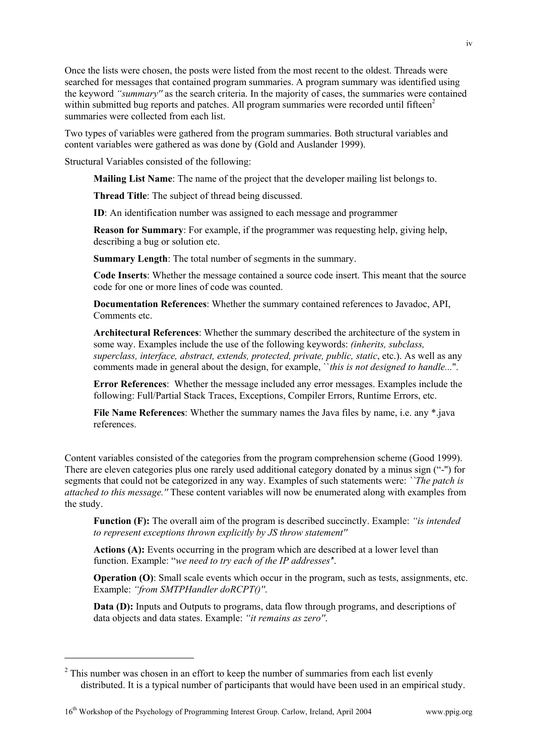Once the lists were chosen, the posts were listed from the most recent to the oldest. Threads were searched for messages that contained program summaries. A program summary was identified using the keyword *"summary"* as the search criteria. In the majority of cases, the summaries were contained within submitted bug reports and patches. All program summaries were recorded until fifteen[2] summaries were collected from each list.

Two types of variables were gathered from the program summaries. Both structural variables and content variables were gathered as was done by (Gold and Auslander 1999).

Structural Variables consisted of the following:

> **Mailing List Name**: The name of the project that the developer mailing list belongs to.
>
> **Thread Title**: The subject of thread being discussed.
>
> **ID**: An identification number was assigned to each message and programmer
>
> **Reason for Summary**: For example, if the programmer was requesting help, giving help, describing a bug or solution etc.
>
> **Summary Length**: The total number of segments in the summary.
>
> **Code Inserts**: Whether the message contained a source code insert. This meant that the source code for one or more lines of code was counted.
>
> **Documentation References**: Whether the summary contained references to Javadoc, API, Comments etc.
>
> **Architectural References**: Whether the summary described the architecture of the system in some way. Examples include the use of the following keywords: *(inherits, subclass, superclass, interface, abstract, extends, protected, private, public, static*, etc.). As well as any comments made in general about the design, for example, ``*this is not designed to handle...*".
>
> **Error References**: Whether the message included any error messages. Examples include the following: Full/Partial Stack Traces, Exceptions, Compiler Errors, Runtime Errors, etc.
>
> **File Name References**: Whether the summary names the Java files by name, i.e. any *.java references.

Content variables consisted of the categories from the program comprehension scheme (Good 1999). There are eleven categories plus one rarely used additional category donated by a minus sign ("-") for segments that could not be categorized in any way. Examples of such statements were: ``*The patch is attached to this message."* These content variables will now be enumerated along with examples from the study.

> **Function (F):** The overall aim of the program is described succinctly. Example: *"is intended to represent exceptions thrown explicitly by JS throw statement"*
>
> **Actions (A):** Events occurring in the program which are described at a lower level than function. Example: "*we need to try each of the IP addresses"*.
>
> **Operation (O)**: Small scale events which occur in the program, such as tests, assignments, etc. Example: *"from SMTPHandler doRCPT()"*.
>
> **Data (D):** Inputs and Outputs to programs, data flow through programs, and descriptions of data objects and data states. Example: *"it remains as zero"*.

[2] This number was chosen in an effort to keep the number of summaries from each list evenly distributed. It is a typical number of participants that would have been used in an empirical study.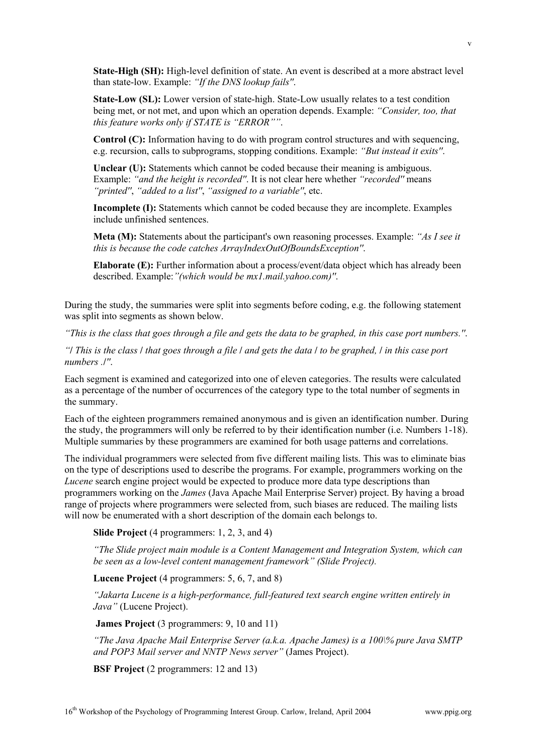**State-High (SH):** High-level definition of state. An event is described at a more abstract level than state-low. Example: *"If the DNS lookup fails"*.

**State-Low (SL):** Lower version of state-high. State-Low usually relates to a test condition being met, or not met, and upon which an operation depends. Example: *"Consider, too, that this feature works only if STATE is "ERROR""*.

**Control (C):** Information having to do with program control structures and with sequencing, e.g. recursion, calls to subprograms, stopping conditions. Example: *"But instead it exits"*.

**Unclear (U):** Statements which cannot be coded because their meaning is ambiguous. Example: *"and the height is recorded"*. It is not clear here whether *"recorded"* means *"printed"*, *"added to a list"*, *"assigned to a variable"*, etc.

**Incomplete (I):** Statements which cannot be coded because they are incomplete. Examples include unfinished sentences.

**Meta (M):** Statements about the participant's own reasoning processes. Example: *"As I see it this is because the code catches ArrayIndexOutOfBoundsException"*.

**Elaborate (E):** Further information about a process/event/data object which has already been described. Example: *"(which would be mx1.mail.yahoo.com)"*.

During the study, the summaries were split into segments before coding, e.g. the following statement was split into segments as shown below.

*"This is the class that goes through a file and gets the data to be graphed, in this case port numbers."*.

*"| This is the class | that goes through a file | and gets the data | to be graphed, | in this case port numbers .|"*.

Each segment is examined and categorized into one of eleven categories. The results were calculated as a percentage of the number of occurrences of the category type to the total number of segments in the summary.

Each of the eighteen programmers remained anonymous and is given an identification number. During the study, the programmers will only be referred to by their identification number (i.e. Numbers 1-18). Multiple summaries by these programmers are examined for both usage patterns and correlations.

The individual programmers were selected from five different mailing lists. This was to eliminate bias on the type of descriptions used to describe the programs. For example, programmers working on the *Lucene* search engine project would be expected to produce more data type descriptions than programmers working on the *James* (Java Apache Mail Enterprise Server) project. By having a broad range of projects where programmers were selected from, such biases are reduced. The mailing lists will now be enumerated with a short description of the domain each belongs to.

**Slide Project** (4 programmers: 1, 2, 3, and 4)

*"The Slide project main module is a Content Management and Integration System, which can be seen as a low-level content management framework" (Slide Project).*

**Lucene Project** (4 programmers: 5, 6, 7, and 8)

*"Jakarta Lucene is a high-performance, full-featured text search engine written entirely in Java"* (Lucene Project).

**James Project** (3 programmers: 9, 10 and 11)

*"The Java Apache Mail Enterprise Server (a.k.a. Apache James) is a 100\% pure Java SMTP and POP3 Mail server and NNTP News server"* (James Project).

**BSF Project** (2 programmers: 12 and 13)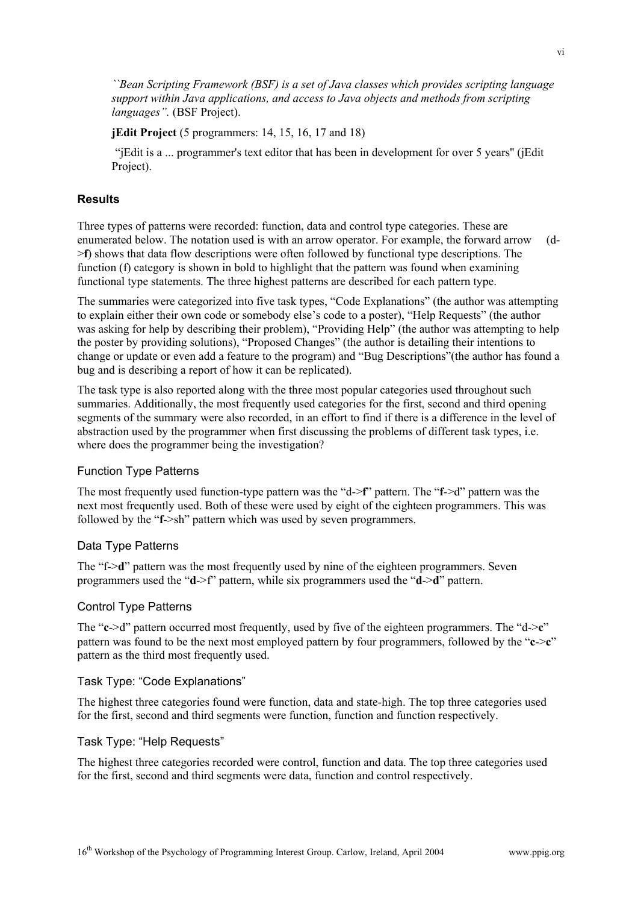*``Bean Scripting Framework (BSF) is a set of Java classes which provides scripting language support within Java applications, and access to Java objects and methods from scripting languages".* (BSF Project).

**jEdit Project** (5 programmers: 14, 15, 16, 17 and 18)

"jEdit is a ... programmer's text editor that has been in development for over 5 years" (jEdit Project).

## Results

Three types of patterns were recorded: function, data and control type categories. These are enumerated below. The notation used is with an arrow operator. For example, the forward arrow (d->**f**) shows that data flow descriptions were often followed by functional type descriptions. The function (f) category is shown in bold to highlight that the pattern was found when examining functional type statements. The three highest patterns are described for each pattern type.

The summaries were categorized into five task types, "Code Explanations" (the author was attempting to explain either their own code or somebody else's code to a poster), "Help Requests" (the author was asking for help by describing their problem), "Providing Help" (the author was attempting to help the poster by providing solutions), "Proposed Changes" (the author is detailing their intentions to change or update or even add a feature to the program) and "Bug Descriptions"(the author has found a bug and is describing a report of how it can be replicated).

The task type is also reported along with the three most popular categories used throughout such summaries. Additionally, the most frequently used categories for the first, second and third opening segments of the summary were also recorded, in an effort to find if there is a difference in the level of abstraction used by the programmer when first discussing the problems of different task types, i.e. where does the programmer being the investigation?

### Function Type Patterns

The most frequently used function-type pattern was the "d->**f**" pattern. The "**f**->d" pattern was the next most frequently used. Both of these were used by eight of the eighteen programmers. This was followed by the "**f**->sh" pattern which was used by seven programmers.

### Data Type Patterns

The "f->**d**" pattern was the most frequently used by nine of the eighteen programmers. Seven programmers used the "**d**->f" pattern, while six programmers used the "**d**->**d**" pattern.

### Control Type Patterns

The "**c**->d" pattern occurred most frequently, used by five of the eighteen programmers. The "d->**c**" pattern was found to be the next most employed pattern by four programmers, followed by the "**c**->**c**" pattern as the third most frequently used.

### Task Type: "Code Explanations"

The highest three categories found were function, data and state-high. The top three categories used for the first, second and third segments were function, function and function respectively.

### Task Type: "Help Requests"

The highest three categories recorded were control, function and data. The top three categories used for the first, second and third segments were data, function and control respectively.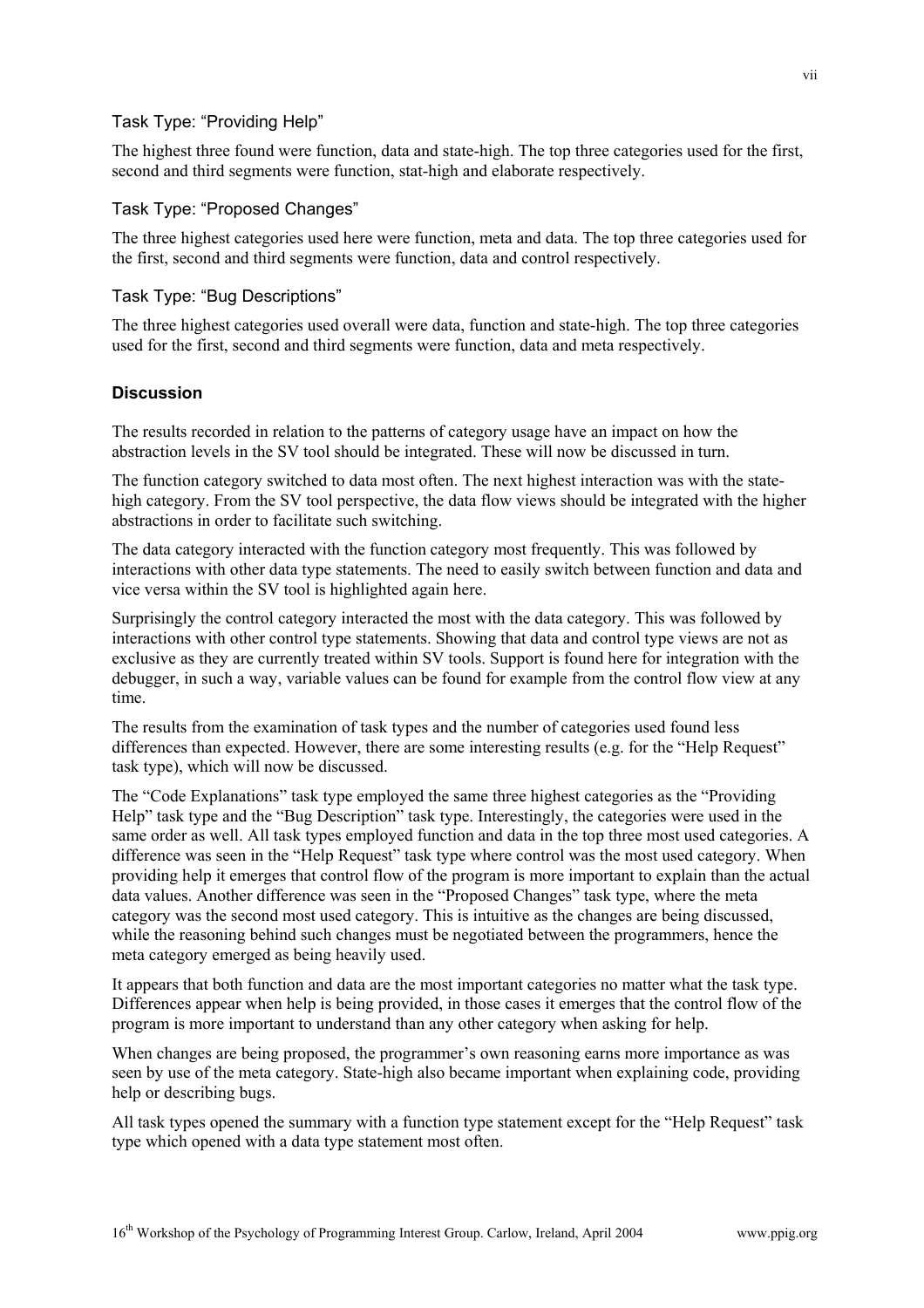### Task Type: "Providing Help"

The highest three found were function, data and state-high. The top three categories used for the first, second and third segments were function, stat-high and elaborate respectively.

### Task Type: "Proposed Changes"

The three highest categories used here were function, meta and data. The top three categories used for the first, second and third segments were function, data and control respectively.

### Task Type: "Bug Descriptions"

The three highest categories used overall were data, function and state-high. The top three categories used for the first, second and third segments were function, data and meta respectively.

## Discussion

The results recorded in relation to the patterns of category usage have an impact on how the abstraction levels in the SV tool should be integrated. These will now be discussed in turn.

The function category switched to data most often. The next highest interaction was with the state-high category. From the SV tool perspective, the data flow views should be integrated with the higher abstractions in order to facilitate such switching.

The data category interacted with the function category most frequently. This was followed by interactions with other data type statements. The need to easily switch between function and data and vice versa within the SV tool is highlighted again here.

Surprisingly the control category interacted the most with the data category. This was followed by interactions with other control type statements. Showing that data and control type views are not as exclusive as they are currently treated within SV tools. Support is found here for integration with the debugger, in such a way, variable values can be found for example from the control flow view at any time.

The results from the examination of task types and the number of categories used found less differences than expected. However, there are some interesting results (e.g. for the "Help Request" task type), which will now be discussed.

The "Code Explanations" task type employed the same three highest categories as the "Providing Help" task type and the "Bug Description" task type. Interestingly, the categories were used in the same order as well. All task types employed function and data in the top three most used categories. A difference was seen in the "Help Request" task type where control was the most used category. When providing help it emerges that control flow of the program is more important to explain than the actual data values. Another difference was seen in the "Proposed Changes" task type, where the meta category was the second most used category. This is intuitive as the changes are being discussed, while the reasoning behind such changes must be negotiated between the programmers, hence the meta category emerged as being heavily used.

It appears that both function and data are the most important categories no matter what the task type. Differences appear when help is being provided, in those cases it emerges that the control flow of the program is more important to understand than any other category when asking for help.

When changes are being proposed, the programmer's own reasoning earns more importance as was seen by use of the meta category. State-high also became important when explaining code, providing help or describing bugs.

All task types opened the summary with a function type statement except for the "Help Request" task type which opened with a data type statement most often.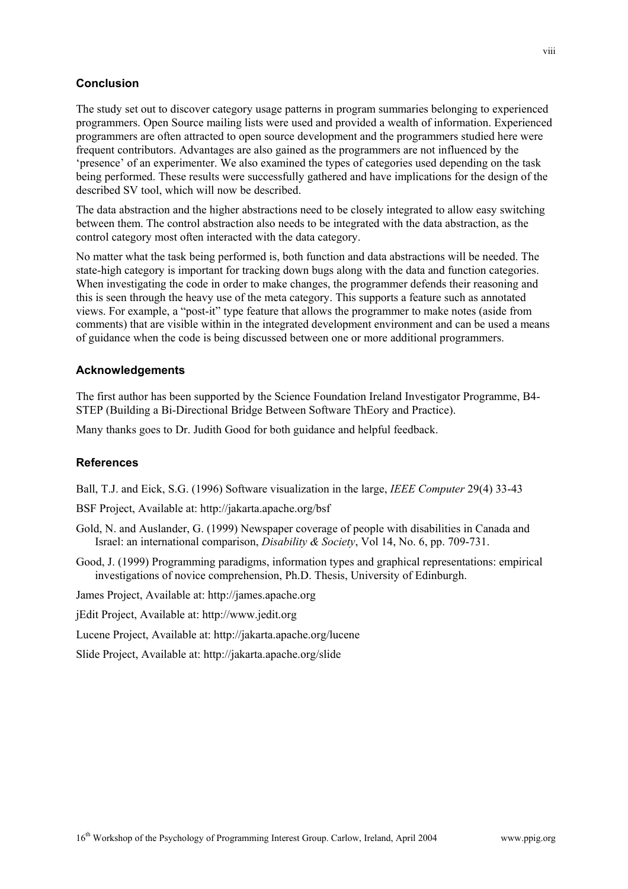## Conclusion

The study set out to discover category usage patterns in program summaries belonging to experienced programmers. Open Source mailing lists were used and provided a wealth of information. Experienced programmers are often attracted to open source development and the programmers studied here were frequent contributors. Advantages are also gained as the programmers are not influenced by the 'presence' of an experimenter. We also examined the types of categories used depending on the task being performed. These results were successfully gathered and have implications for the design of the described SV tool, which will now be described.

The data abstraction and the higher abstractions need to be closely integrated to allow easy switching between them. The control abstraction also needs to be integrated with the data abstraction, as the control category most often interacted with the data category.

No matter what the task being performed is, both function and data abstractions will be needed. The state-high category is important for tracking down bugs along with the data and function categories. When investigating the code in order to make changes, the programmer defends their reasoning and this is seen through the heavy use of the meta category. This supports a feature such as annotated views. For example, a "post-it" type feature that allows the programmer to make notes (aside from comments) that are visible within in the integrated development environment and can be used a means of guidance when the code is being discussed between one or more additional programmers.

## Acknowledgements

The first author has been supported by the Science Foundation Ireland Investigator Programme, B4-STEP (Building a Bi-Directional Bridge Between Software ThEory and Practice).

Many thanks goes to Dr. Judith Good for both guidance and helpful feedback.

## References

Ball, T.J. and Eick, S.G. (1996) Software visualization in the large, *IEEE Computer* 29(4) 33-43

BSF Project, Available at: http://jakarta.apache.org/bsf

Gold, N. and Auslander, G. (1999) Newspaper coverage of people with disabilities in Canada and Israel: an international comparison, *Disability & Society*, Vol 14, No. 6, pp. 709-731.

Good, J. (1999) Programming paradigms, information types and graphical representations: empirical investigations of novice comprehension, Ph.D. Thesis, University of Edinburgh.

James Project, Available at: http://james.apache.org

jEdit Project, Available at: http://www.jedit.org

Lucene Project, Available at: http://jakarta.apache.org/lucene

Slide Project, Available at: http://jakarta.apache.org/slide